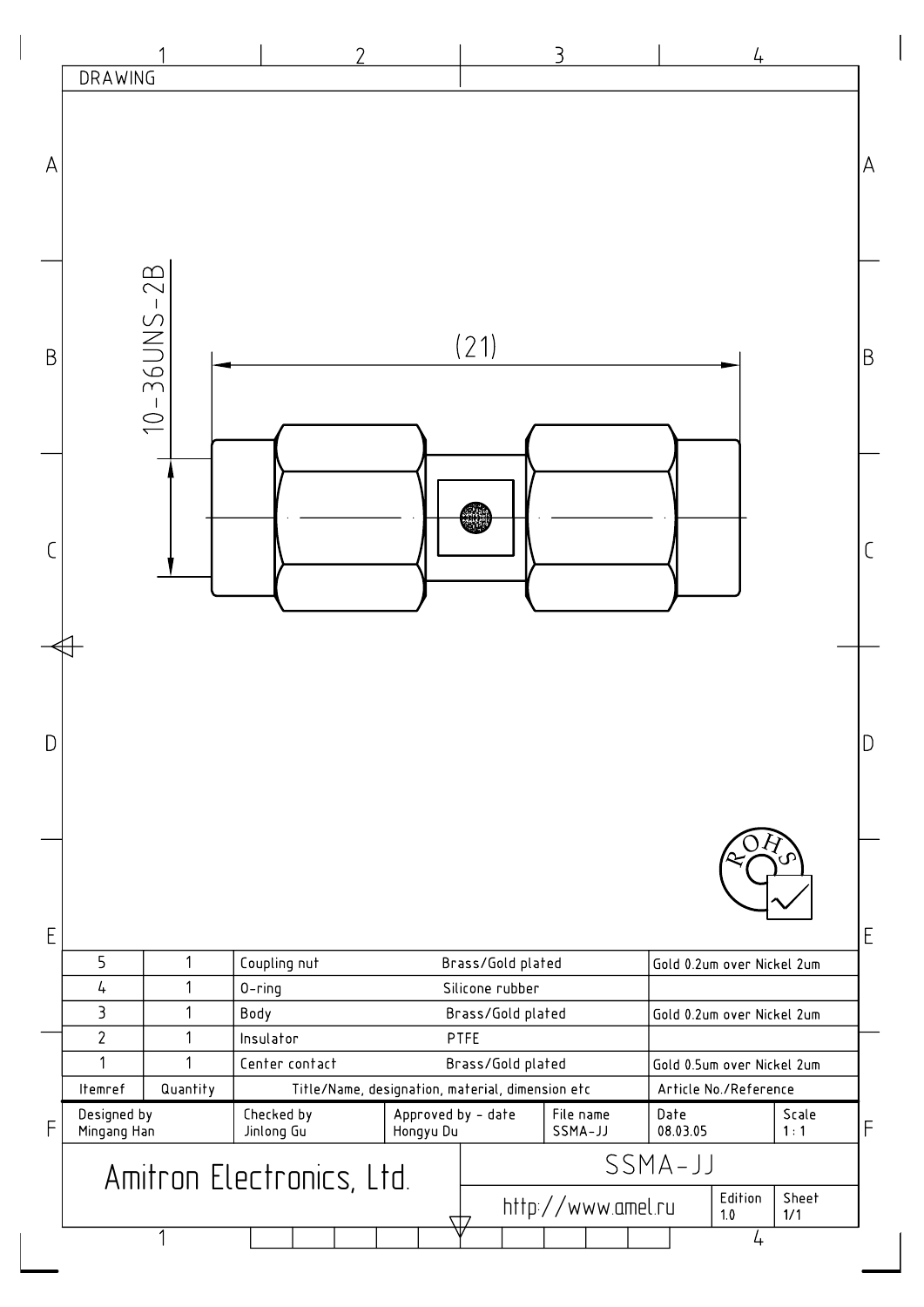DRAWING

10-36UNS-2B

(21)

| Itemref | Quantity | Title/Name, designation, material, dimension etc | | Article No./Reference |
|---|---|---|---|---|
| 5 | 1 | Coupling nut | Brass/Gold plated | Gold 0.2um over Nickel 2um |
| 4 | 1 | O-ring | Silicone rubber | |
| 3 | 1 | Body | Brass/Gold plated | Gold 0.2um over Nickel 2um |
| 2 | 1 | Insulator | PTFE | |
| 1 | 1 | Center contact | Brass/Gold plated | Gold 0.5um over Nickel 2um |

| Designed by | Checked by | Approved by - date | File name | Date | Scale |
|---|---|---|---|---|---|
| Mingang Han | Jinlong Gu | Hongyu Du | SSMA-JJ | 08.03.05 | 1 : 1 |

Amitron Electronics, Ltd.

SSMA-JJ

http://www.amel.ru

Edition 1.0

Sheet 1/1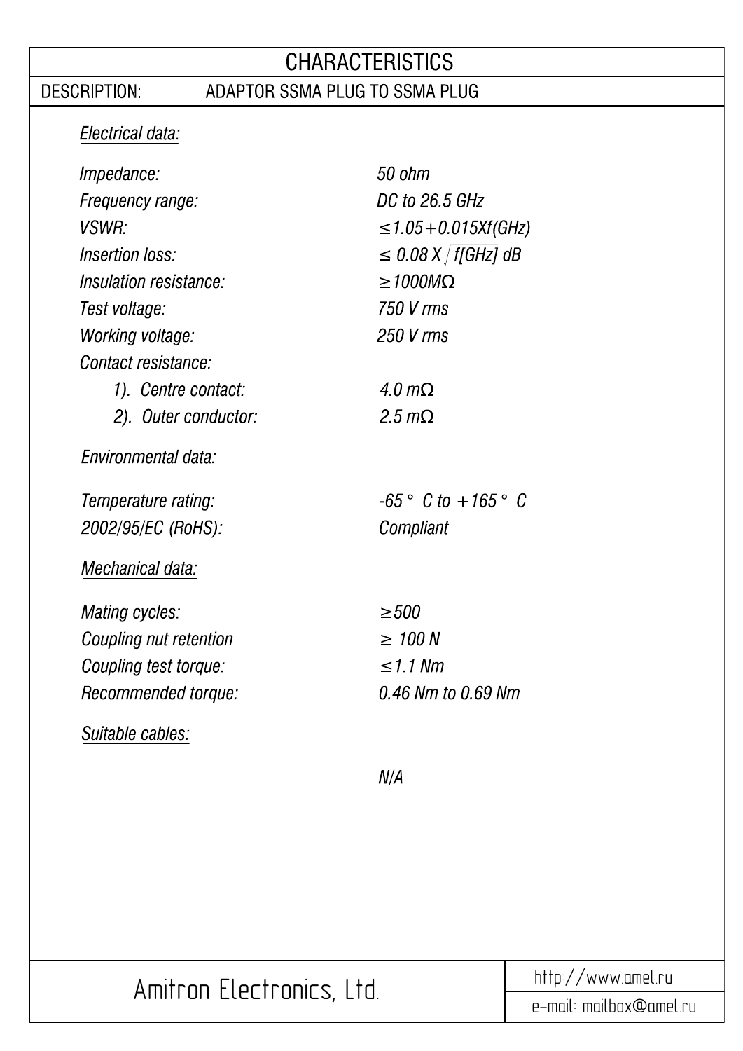# CHARACTERISTICS

| | |
|---|---|
| DESCRIPTION: | ADAPTOR SSMA PLUG TO SSMA PLUG |

*Electrical data:*

| | |
|---|---|
| *Impedance:* | *50 ohm* |
| *Frequency range:* | *DC to 26.5 GHz* |
| *VSWR:* | $\leq 1.05 + 0.015 X f(GHz)$ |
| *Insertion loss:* | $\leq 0.08 X \sqrt{f[GHz]}$ dB |
| *Insulation resistance:* | $\geq 1000 M\Omega$ |
| *Test voltage:* | *750 V rms* |
| *Working voltage:* | *250 V rms* |
| *Contact resistance:* | |
| *1). Centre contact:* | *4.0 m*$\Omega$ |
| *2). Outer conductor:* | *2.5 m*$\Omega$ |

*Environmental data:*

| | |
|---|---|
| *Temperature rating:* | *-65 ° C to +165 ° C* |
| *2002/95/EC (RoHS):* | *Compliant* |

*Mechanical data:*

| | |
|---|---|
| *Mating cycles:* | $\geq 500$ |
| *Coupling nut retention* | $\geq 100$ N |
| *Coupling test torque:* | $\leq 1.1$ Nm |
| *Recommended torque:* | *0.46 Nm to 0.69 Nm* |

*Suitable cables:*

*N/A*

Amitron Electronics, Ltd.

http://www.amel.ru

e-mail: mailbox@amel.ru